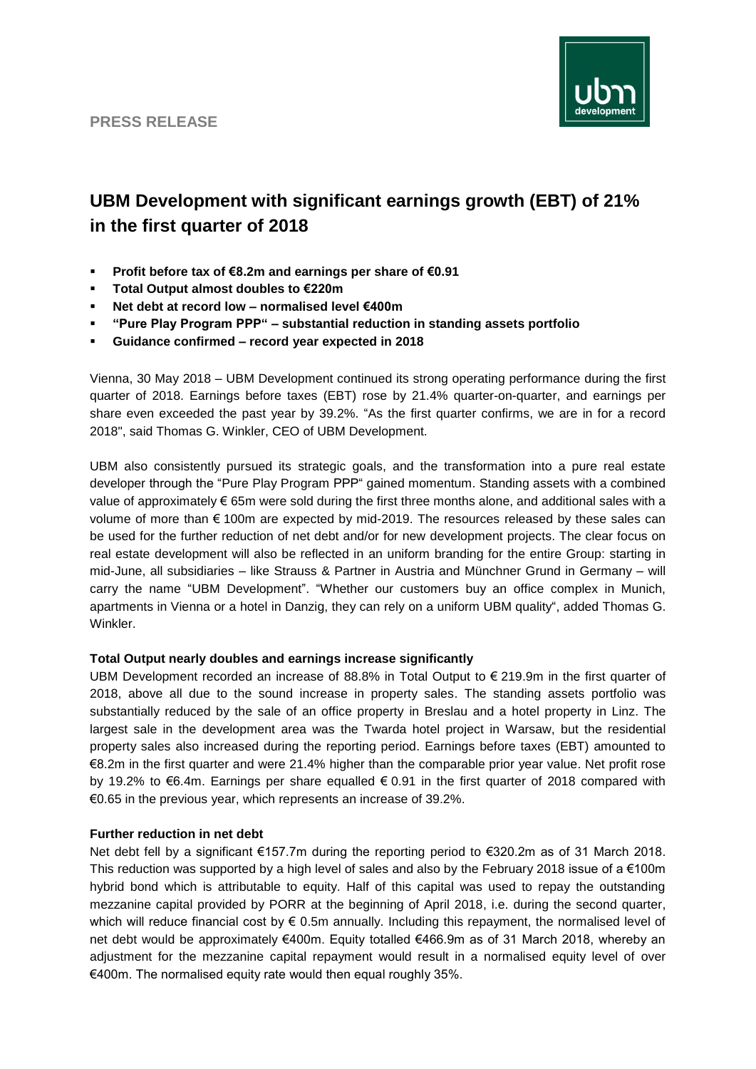**PRESS RELEASE**

# UBM Development with significant earnings growth (EBT) of 21% in the first quarter of 2018

- **Profit before tax of €8.2m and earnings per share of €0.91**
- **Total Output almost doubles to €220m**
- **Net debt at record low – normalised level €400m**
- **"Pure Play Program PPP" – substantial reduction in standing assets portfolio**
- **Guidance confirmed – record year expected in 2018**

Vienna, 30 May 2018 – UBM Development continued its strong operating performance during the first quarter of 2018. Earnings before taxes (EBT) rose by 21.4% quarter-on-quarter, and earnings per share even exceeded the past year by 39.2%. "As the first quarter confirms, we are in for a record 2018", said Thomas G. Winkler, CEO of UBM Development.

UBM also consistently pursued its strategic goals, and the transformation into a pure real estate developer through the "Pure Play Program PPP" gained momentum. Standing assets with a combined value of approximately € 65m were sold during the first three months alone, and additional sales with a volume of more than € 100m are expected by mid-2019. The resources released by these sales can be used for the further reduction of net debt and/or for new development projects. The clear focus on real estate development will also be reflected in an uniform branding for the entire Group: starting in mid-June, all subsidiaries – like Strauss & Partner in Austria and Münchner Grund in Germany – will carry the name "UBM Development". "Whether our customers buy an office complex in Munich, apartments in Vienna or a hotel in Danzig, they can rely on a uniform UBM quality", added Thomas G. Winkler.

**Total Output nearly doubles and earnings increase significantly**

UBM Development recorded an increase of 88.8% in Total Output to € 219.9m in the first quarter of 2018, above all due to the sound increase in property sales. The standing assets portfolio was substantially reduced by the sale of an office property in Breslau and a hotel property in Linz. The largest sale in the development area was the Twarda hotel project in Warsaw, but the residential property sales also increased during the reporting period. Earnings before taxes (EBT) amounted to €8.2m in the first quarter and were 21.4% higher than the comparable prior year value. Net profit rose by 19.2% to €6.4m. Earnings per share equalled € 0.91 in the first quarter of 2018 compared with €0.65 in the previous year, which represents an increase of 39.2%.

**Further reduction in net debt**

Net debt fell by a significant €157.7m during the reporting period to €320.2m as of 31 March 2018. This reduction was supported by a high level of sales and also by the February 2018 issue of a €100m hybrid bond which is attributable to equity. Half of this capital was used to repay the outstanding mezzanine capital provided by PORR at the beginning of April 2018, i.e. during the second quarter, which will reduce financial cost by € 0.5m annually. Including this repayment, the normalised level of net debt would be approximately €400m. Equity totalled €466.9m as of 31 March 2018, whereby an adjustment for the mezzanine capital repayment would result in a normalised equity level of over €400m. The normalised equity rate would then equal roughly 35%.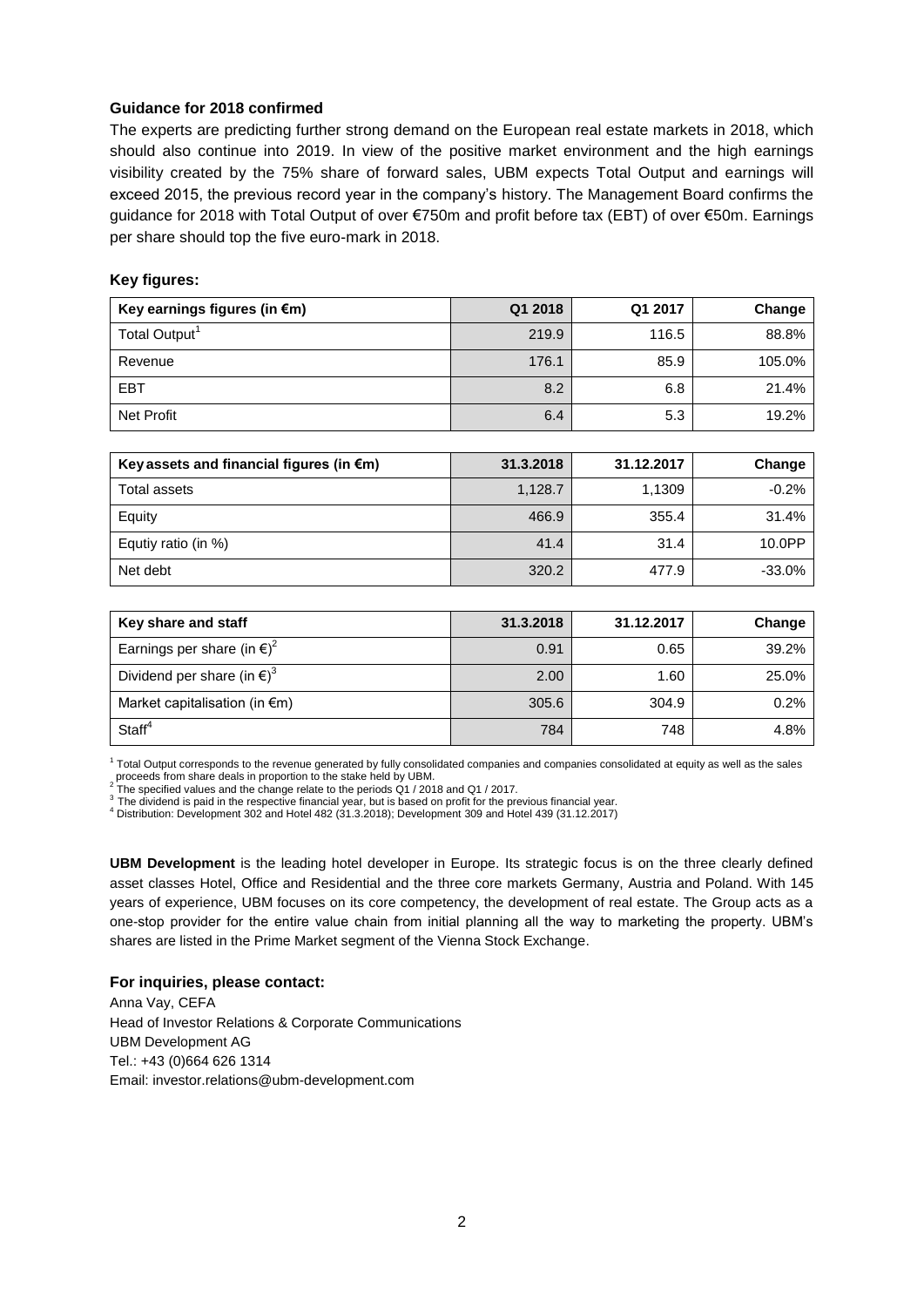**Guidance for 2018 confirmed**

The experts are predicting further strong demand on the European real estate markets in 2018, which should also continue into 2019. In view of the positive market environment and the high earnings visibility created by the 75% share of forward sales, UBM expects Total Output and earnings will exceed 2015, the previous record year in the company's history. The Management Board confirms the guidance for 2018 with Total Output of over €750m and profit before tax (EBT) of over €50m. Earnings per share should top the five euro-mark in 2018.

**Key figures:**

| Key earnings figures (in €m) | Q1 2018 | Q1 2017 | Change |
|---|---|---|---|
| Total Output[1] | 219.9 | 116.5 | 88.8% |
| Revenue | 176.1 | 85.9 | 105.0% |
| EBT | 8.2 | 6.8 | 21.4% |
| Net Profit | 6.4 | 5.3 | 19.2% |

| Key assets and financial figures (in €m) | 31.3.2018 | 31.12.2017 | Change |
|---|---|---|---|
| Total assets | 1,128.7 | 1,1309 | -0.2% |
| Equity | 466.9 | 355.4 | 31.4% |
| Equtiy ratio (in %) | 41.4 | 31.4 | 10.0PP |
| Net debt | 320.2 | 477.9 | -33.0% |

| Key share and staff | 31.3.2018 | 31.12.2017 | Change |
|---|---|---|---|
| Earnings per share (in €)[2] | 0.91 | 0.65 | 39.2% |
| Dividend per share (in €)[3] | 2.00 | 1.60 | 25.0% |
| Market capitalisation (in €m) | 305.6 | 304.9 | 0.2% |
| Staff[4] | 784 | 748 | 4.8% |

[1] Total Output corresponds to the revenue generated by fully consolidated companies and companies consolidated at equity as well as the sales proceeds from share deals in proportion to the stake held by UBM.
[2] The specified values and the change relate to the periods Q1 / 2018 and Q1 / 2017.
[3] The dividend is paid in the respective financial year, but is based on profit for the previous financial year.
[4] Distribution: Development 302 and Hotel 482 (31.3.2018); Development 309 and Hotel 439 (31.12.2017)

**UBM Development** is the leading hotel developer in Europe. Its strategic focus is on the three clearly defined asset classes Hotel, Office and Residential and the three core markets Germany, Austria and Poland. With 145 years of experience, UBM focuses on its core competency, the development of real estate. The Group acts as a one-stop provider for the entire value chain from initial planning all the way to marketing the property. UBM's shares are listed in the Prime Market segment of the Vienna Stock Exchange.

**For inquiries, please contact:**

Anna Vay, CEFA
Head of Investor Relations & Corporate Communications
UBM Development AG
Tel.: +43 (0)664 626 1314
Email: investor.relations@ubm-development.com